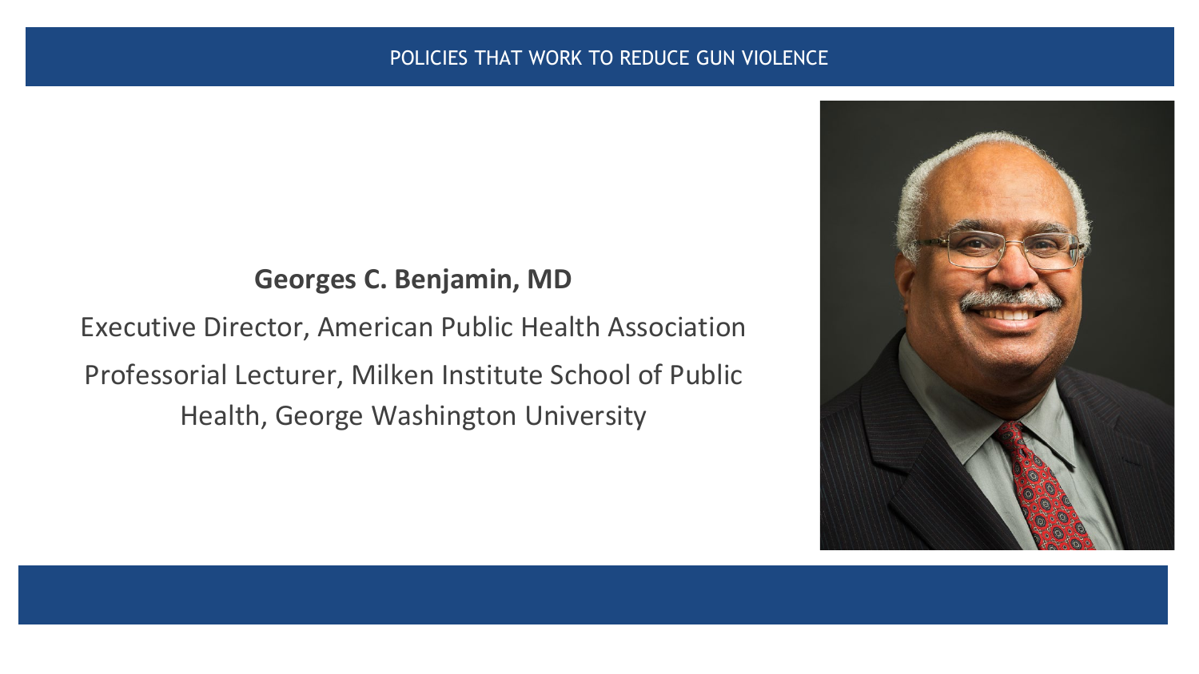POLICIES THAT WORK TO REDUCE GUN VIOLENCE

**Georges C. Benjamin, MD**

Executive Director, American Public Health Association

Professorial Lecturer, Milken Institute School of Public Health, George Washington University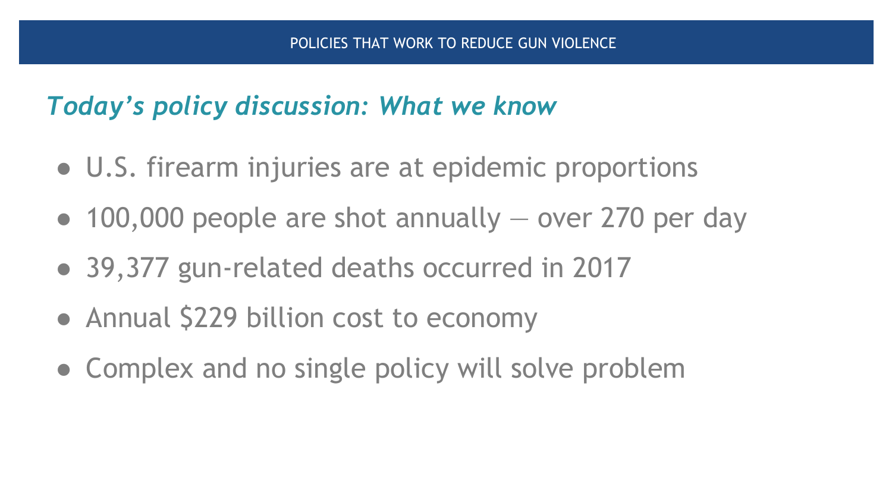# POLICIES THAT WORK TO REDUCE GUN VIOLENCE

## *Today's policy discussion: What we know*

- U.S. firearm injuries are at epidemic proportions
- 100,000 people are shot annually — over 270 per day
- 39,377 gun-related deaths occurred in 2017
- Annual $229 billion cost to economy
- Complex and no single policy will solve problem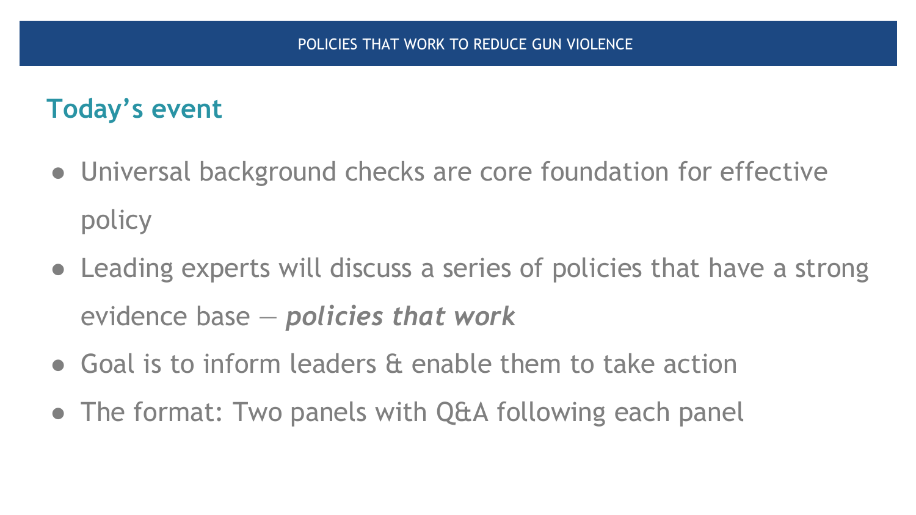## Today's event

- Universal background checks are core foundation for effective policy
- Leading experts will discuss a series of policies that have a strong evidence base — ***policies that work***
- Goal is to inform leaders & enable them to take action
- The format: Two panels with Q&A following each panel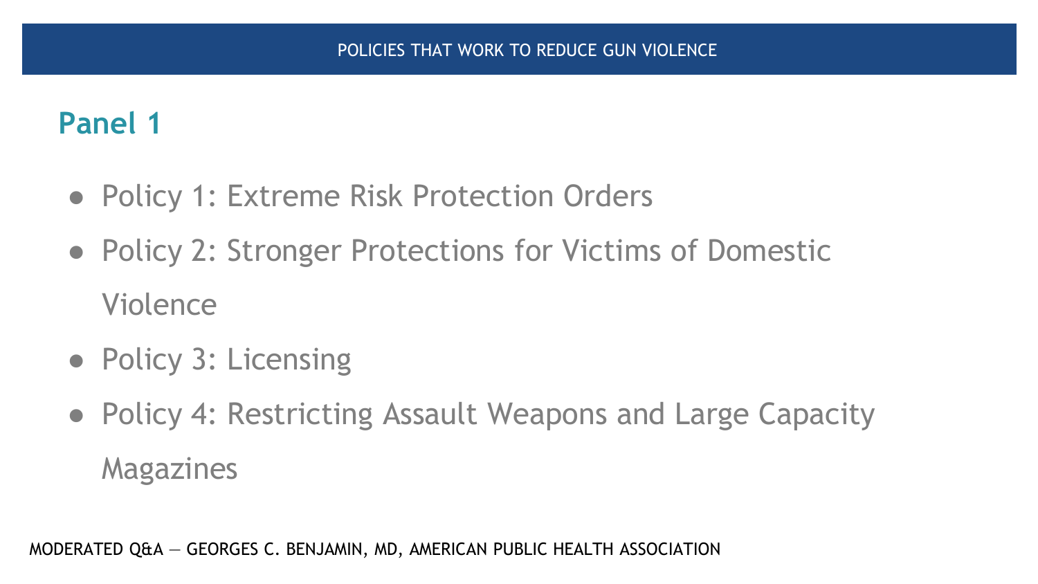POLICIES THAT WORK TO REDUCE GUN VIOLENCE

## Panel 1

- Policy 1: Extreme Risk Protection Orders
- Policy 2: Stronger Protections for Victims of Domestic Violence
- Policy 3: Licensing
- Policy 4: Restricting Assault Weapons and Large Capacity Magazines

MODERATED Q&A — GEORGES C. BENJAMIN, MD, AMERICAN PUBLIC HEALTH ASSOCIATION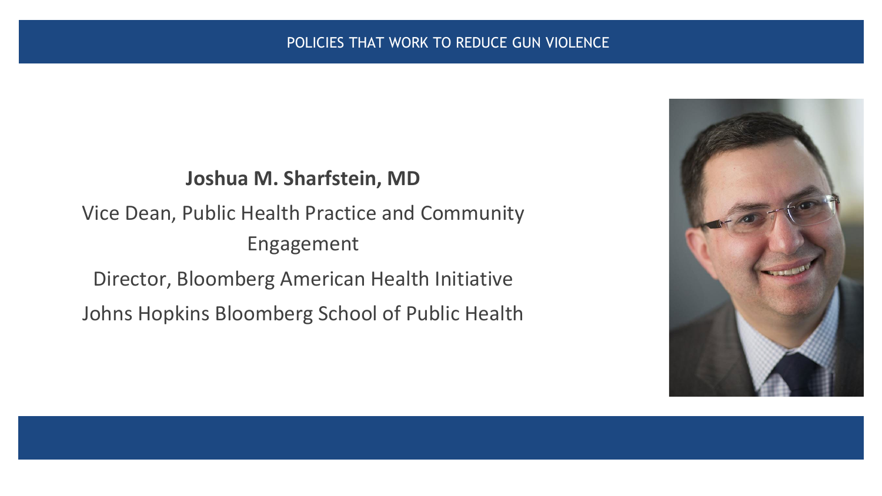POLICIES THAT WORK TO REDUCE GUN VIOLENCE

**Joshua M. Sharfstein, MD**

Vice Dean, Public Health Practice and Community Engagement

Director, Bloomberg American Health Initiative

Johns Hopkins Bloomberg School of Public Health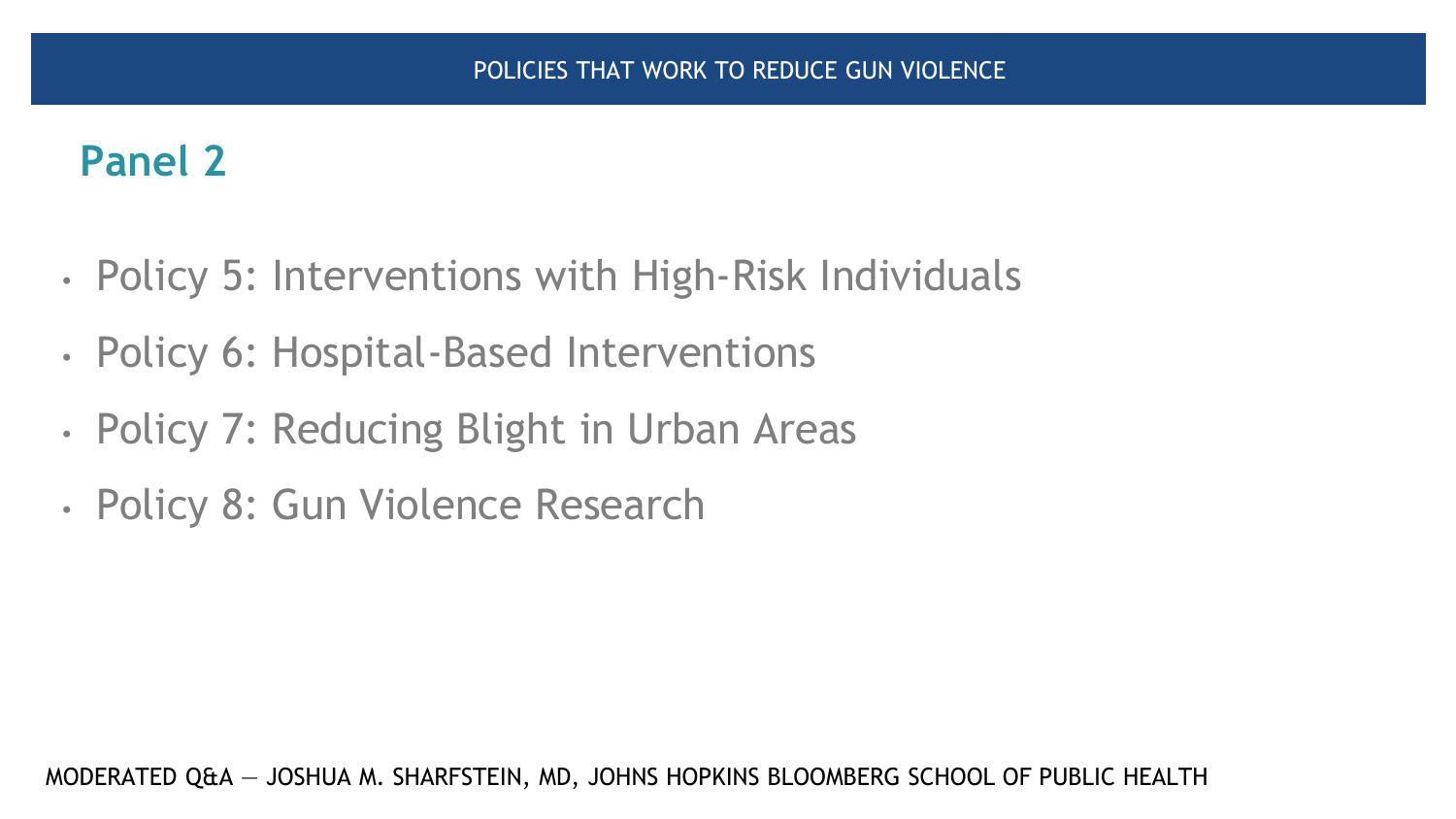POLICIES THAT WORK TO REDUCE GUN VIOLENCE

## Panel 2

- Policy 5: Interventions with High-Risk Individuals
- Policy 6: Hospital-Based Interventions
- Policy 7: Reducing Blight in Urban Areas
- Policy 8: Gun Violence Research

MODERATED Q&A — JOSHUA M. SHARFSTEIN, MD, JOHNS HOPKINS BLOOMBERG SCHOOL OF PUBLIC HEALTH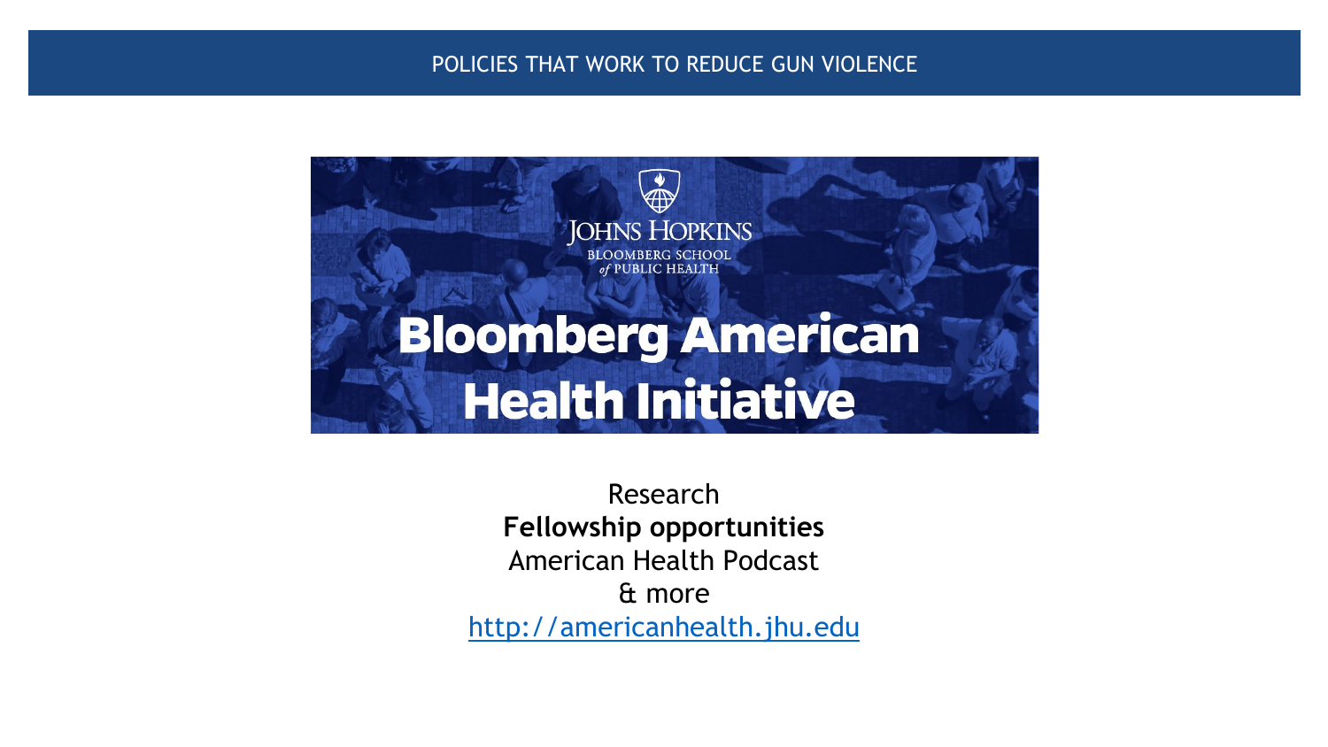POLICIES THAT WORK TO REDUCE GUN VIOLENCE

JOHNS HOPKINS BLOOMBERG SCHOOL *of* PUBLIC HEALTH

# Bloomberg American Health Initiative

Research
**Fellowship opportunities**
American Health Podcast
& more
http://americanhealth.jhu.edu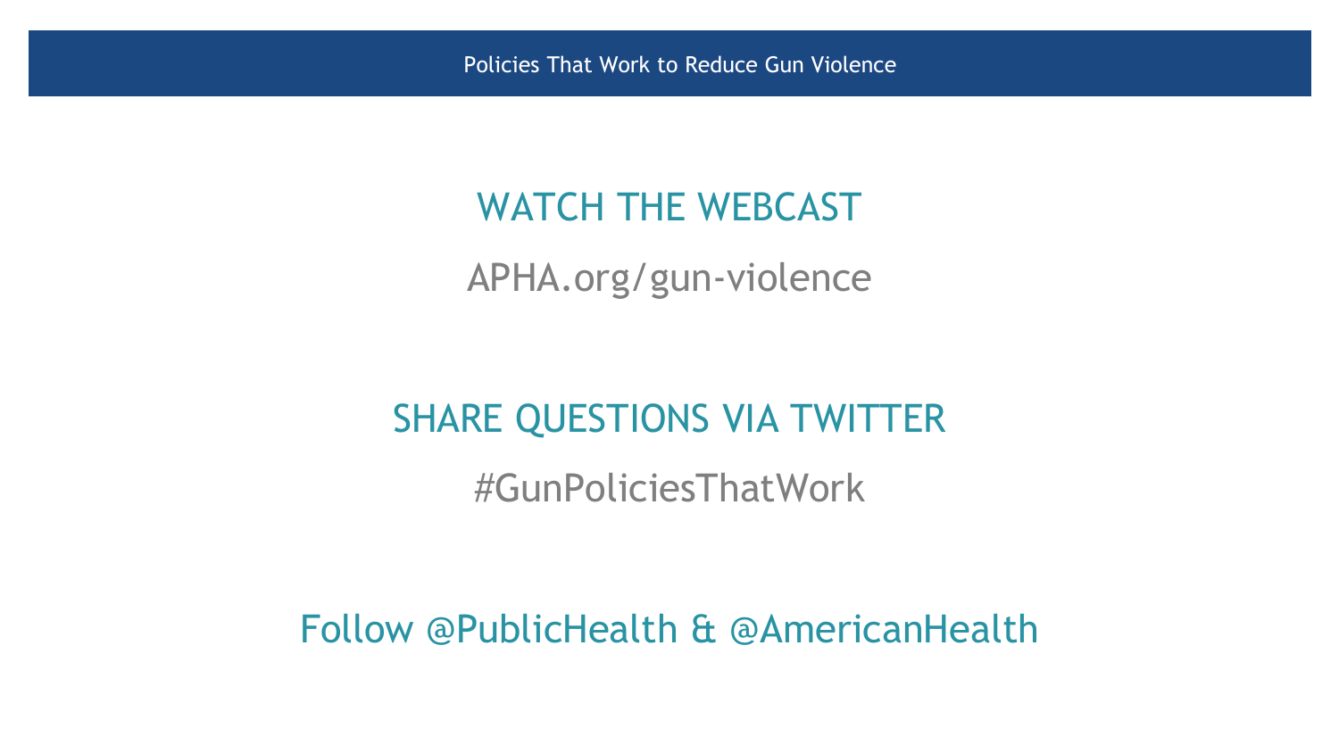WATCH THE WEBCAST

APHA.org/gun-violence

SHARE QUESTIONS VIA TWITTER

#GunPoliciesThatWork

Follow @PublicHealth & @AmericanHealth